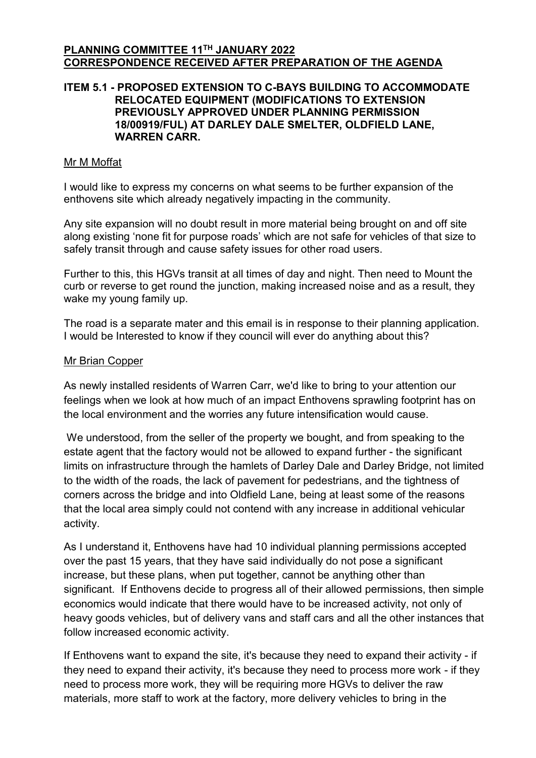**PLANNING COMMITTEE 11TH JANUARY 2022**
**CORRESPONDENCE RECEIVED AFTER PREPARATION OF THE AGENDA**

**ITEM 5.1 - PROPOSED EXTENSION TO C-BAYS BUILDING TO ACCOMMODATE RELOCATED EQUIPMENT (MODIFICATIONS TO EXTENSION PREVIOUSLY APPROVED UNDER PLANNING PERMISSION 18/00919/FUL) AT DARLEY DALE SMELTER, OLDFIELD LANE, WARREN CARR.**

Mr M Moffat

I would like to express my concerns on what seems to be further expansion of the enthovens site which already negatively impacting in the community.

Any site expansion will no doubt result in more material being brought on and off site along existing 'none fit for purpose roads' which are not safe for vehicles of that size to safely transit through and cause safety issues for other road users.

Further to this, this HGVs transit at all times of day and night. Then need to Mount the curb or reverse to get round the junction, making increased noise and as a result, they wake my young family up.

The road is a separate mater and this email is in response to their planning application. I would be Interested to know if they council will ever do anything about this?

Mr Brian Copper

As newly installed residents of Warren Carr, we'd like to bring to your attention our feelings when we look at how much of an impact Enthovens sprawling footprint has on the local environment and the worries any future intensification would cause.

We understood, from the seller of the property we bought, and from speaking to the estate agent that the factory would not be allowed to expand further - the significant limits on infrastructure through the hamlets of Darley Dale and Darley Bridge, not limited to the width of the roads, the lack of pavement for pedestrians, and the tightness of corners across the bridge and into Oldfield Lane, being at least some of the reasons that the local area simply could not contend with any increase in additional vehicular activity.

As I understand it, Enthovens have had 10 individual planning permissions accepted over the past 15 years, that they have said individually do not pose a significant increase, but these plans, when put together, cannot be anything other than significant. If Enthovens decide to progress all of their allowed permissions, then simple economics would indicate that there would have to be increased activity, not only of heavy goods vehicles, but of delivery vans and staff cars and all the other instances that follow increased economic activity.

If Enthovens want to expand the site, it's because they need to expand their activity - if they need to expand their activity, it's because they need to process more work - if they need to process more work, they will be requiring more HGVs to deliver the raw materials, more staff to work at the factory, more delivery vehicles to bring in the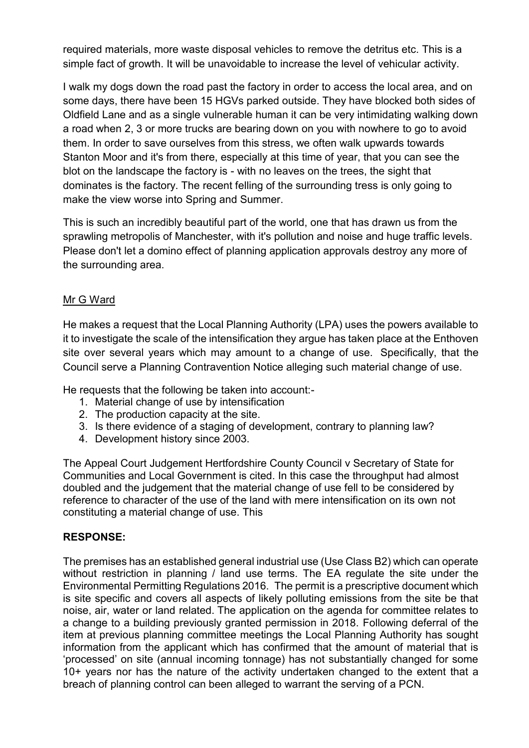required materials, more waste disposal vehicles to remove the detritus etc. This is a simple fact of growth. It will be unavoidable to increase the level of vehicular activity.

I walk my dogs down the road past the factory in order to access the local area, and on some days, there have been 15 HGVs parked outside. They have blocked both sides of Oldfield Lane and as a single vulnerable human it can be very intimidating walking down a road when 2, 3 or more trucks are bearing down on you with nowhere to go to avoid them. In order to save ourselves from this stress, we often walk upwards towards Stanton Moor and it's from there, especially at this time of year, that you can see the blot on the landscape the factory is - with no leaves on the trees, the sight that dominates is the factory. The recent felling of the surrounding tress is only going to make the view worse into Spring and Summer.

This is such an incredibly beautiful part of the world, one that has drawn us from the sprawling metropolis of Manchester, with it's pollution and noise and huge traffic levels. Please don't let a domino effect of planning application approvals destroy any more of the surrounding area.

Mr G Ward

He makes a request that the Local Planning Authority (LPA) uses the powers available to it to investigate the scale of the intensification they argue has taken place at the Enthoven site over several years which may amount to a change of use. Specifically, that the Council serve a Planning Contravention Notice alleging such material change of use.

He requests that the following be taken into account:-

1. Material change of use by intensification
2. The production capacity at the site.
3. Is there evidence of a staging of development, contrary to planning law?
4. Development history since 2003.

The Appeal Court Judgement Hertfordshire County Council v Secretary of State for Communities and Local Government is cited. In this case the throughput had almost doubled and the judgement that the material change of use fell to be considered by reference to character of the use of the land with mere intensification on its own not constituting a material change of use. This

**RESPONSE:**

The premises has an established general industrial use (Use Class B2) which can operate without restriction in planning / land use terms. The EA regulate the site under the Environmental Permitting Regulations 2016. The permit is a prescriptive document which is site specific and covers all aspects of likely polluting emissions from the site be that noise, air, water or land related. The application on the agenda for committee relates to a change to a building previously granted permission in 2018. Following deferral of the item at previous planning committee meetings the Local Planning Authority has sought information from the applicant which has confirmed that the amount of material that is 'processed' on site (annual incoming tonnage) has not substantially changed for some 10+ years nor has the nature of the activity undertaken changed to the extent that a breach of planning control can been alleged to warrant the serving of a PCN.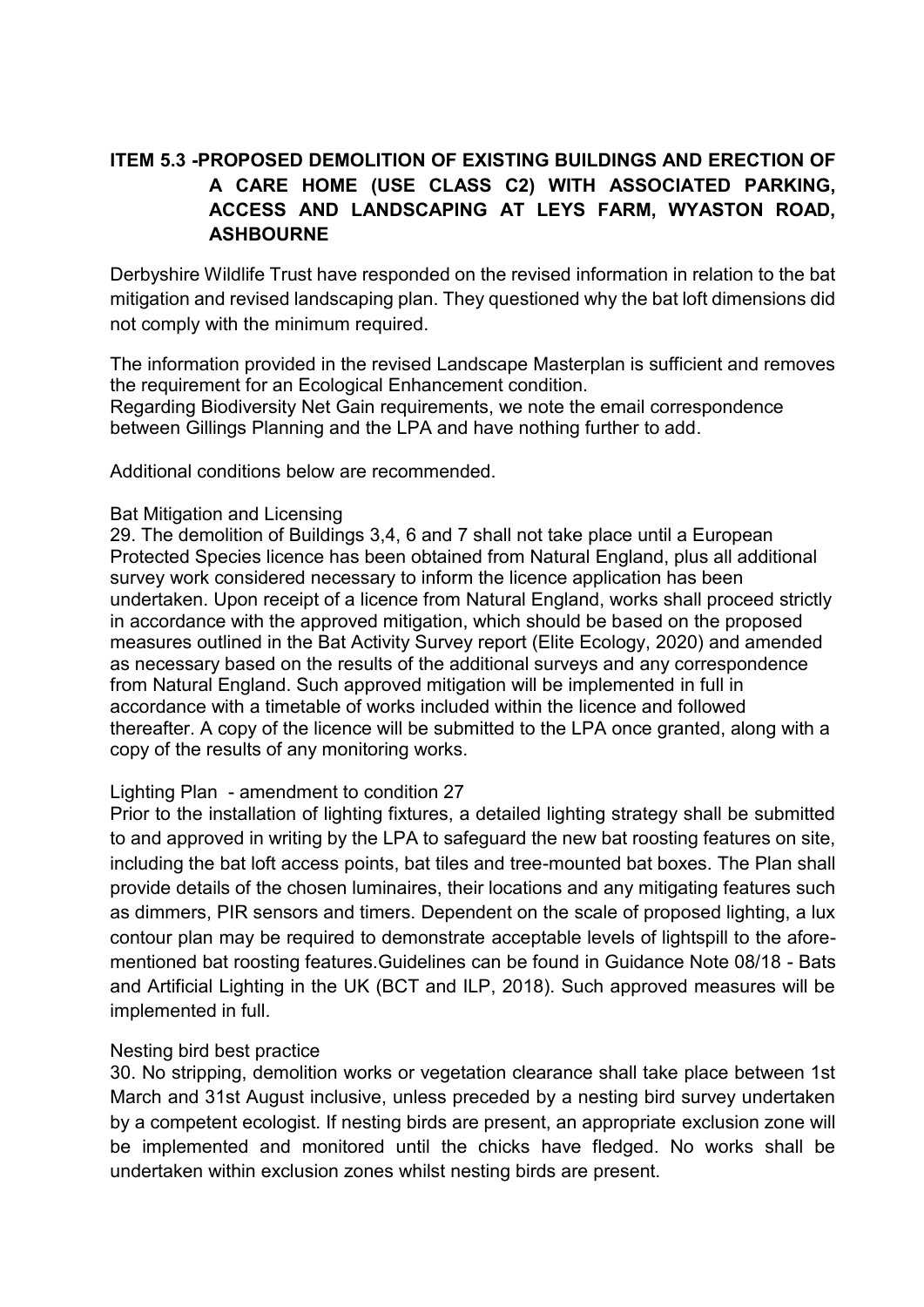## ITEM 5.3 -PROPOSED DEMOLITION OF EXISTING BUILDINGS AND ERECTION OF A CARE HOME (USE CLASS C2) WITH ASSOCIATED PARKING, ACCESS AND LANDSCAPING AT LEYS FARM, WYASTON ROAD, ASHBOURNE

Derbyshire Wildlife Trust have responded on the revised information in relation to the bat mitigation and revised landscaping plan. They questioned why the bat loft dimensions did not comply with the minimum required.

The information provided in the revised Landscape Masterplan is sufficient and removes the requirement for an Ecological Enhancement condition.
Regarding Biodiversity Net Gain requirements, we note the email correspondence between Gillings Planning and the LPA and have nothing further to add.

Additional conditions below are recommended.

Bat Mitigation and Licensing

29. The demolition of Buildings 3,4, 6 and 7 shall not take place until a European Protected Species licence has been obtained from Natural England, plus all additional survey work considered necessary to inform the licence application has been undertaken. Upon receipt of a licence from Natural England, works shall proceed strictly in accordance with the approved mitigation, which should be based on the proposed measures outlined in the Bat Activity Survey report (Elite Ecology, 2020) and amended as necessary based on the results of the additional surveys and any correspondence from Natural England. Such approved mitigation will be implemented in full in accordance with a timetable of works included within the licence and followed thereafter. A copy of the licence will be submitted to the LPA once granted, along with a copy of the results of any monitoring works.

Lighting Plan - amendment to condition 27

Prior to the installation of lighting fixtures, a detailed lighting strategy shall be submitted to and approved in writing by the LPA to safeguard the new bat roosting features on site, including the bat loft access points, bat tiles and tree-mounted bat boxes. The Plan shall provide details of the chosen luminaires, their locations and any mitigating features such as dimmers, PIR sensors and timers. Dependent on the scale of proposed lighting, a lux contour plan may be required to demonstrate acceptable levels of lightspill to the afore-mentioned bat roosting features.Guidelines can be found in Guidance Note 08/18 - Bats and Artificial Lighting in the UK (BCT and ILP, 2018). Such approved measures will be implemented in full.

Nesting bird best practice

30. No stripping, demolition works or vegetation clearance shall take place between 1st March and 31st August inclusive, unless preceded by a nesting bird survey undertaken by a competent ecologist. If nesting birds are present, an appropriate exclusion zone will be implemented and monitored until the chicks have fledged. No works shall be undertaken within exclusion zones whilst nesting birds are present.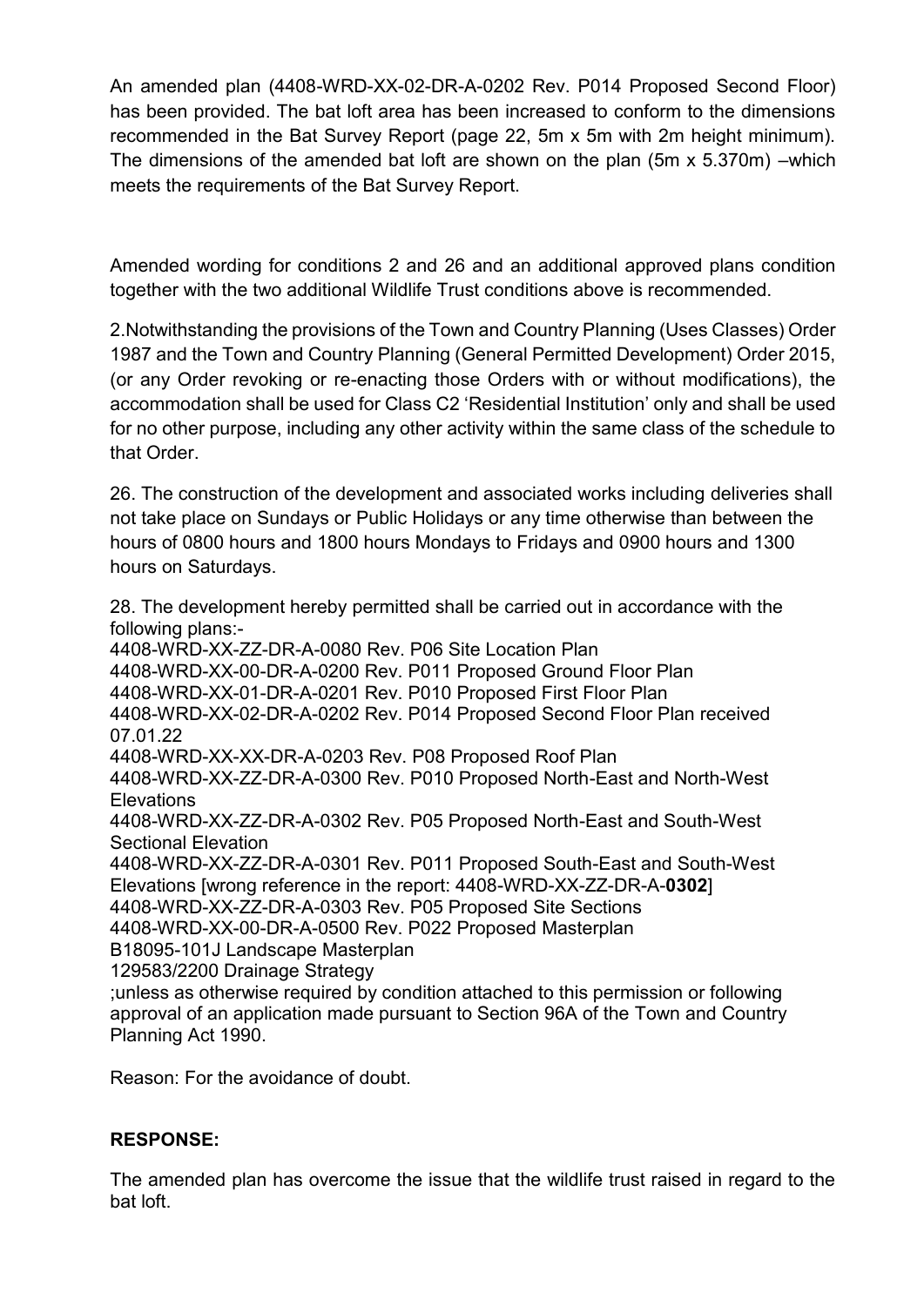An amended plan (4408-WRD-XX-02-DR-A-0202 Rev. P014 Proposed Second Floor) has been provided. The bat loft area has been increased to conform to the dimensions recommended in the Bat Survey Report (page 22, 5m x 5m with 2m height minimum). The dimensions of the amended bat loft are shown on the plan (5m x 5.370m) –which meets the requirements of the Bat Survey Report.

Amended wording for conditions 2 and 26 and an additional approved plans condition together with the two additional Wildlife Trust conditions above is recommended.

2.Notwithstanding the provisions of the Town and Country Planning (Uses Classes) Order 1987 and the Town and Country Planning (General Permitted Development) Order 2015, (or any Order revoking or re-enacting those Orders with or without modifications), the accommodation shall be used for Class C2 'Residential Institution' only and shall be used for no other purpose, including any other activity within the same class of the schedule to that Order.

26. The construction of the development and associated works including deliveries shall not take place on Sundays or Public Holidays or any time otherwise than between the hours of 0800 hours and 1800 hours Mondays to Fridays and 0900 hours and 1300 hours on Saturdays.

28. The development hereby permitted shall be carried out in accordance with the following plans:-
4408-WRD-XX-ZZ-DR-A-0080 Rev. P06 Site Location Plan
4408-WRD-XX-00-DR-A-0200 Rev. P011 Proposed Ground Floor Plan
4408-WRD-XX-01-DR-A-0201 Rev. P010 Proposed First Floor Plan
4408-WRD-XX-02-DR-A-0202 Rev. P014 Proposed Second Floor Plan received 07.01.22
4408-WRD-XX-XX-DR-A-0203 Rev. P08 Proposed Roof Plan
4408-WRD-XX-ZZ-DR-A-0300 Rev. P010 Proposed North-East and North-West Elevations
4408-WRD-XX-ZZ-DR-A-0302 Rev. P05 Proposed North-East and South-West Sectional Elevation
4408-WRD-XX-ZZ-DR-A-0301 Rev. P011 Proposed South-East and South-West Elevations [wrong reference in the report: 4408-WRD-XX-ZZ-DR-A-**0302**]
4408-WRD-XX-ZZ-DR-A-0303 Rev. P05 Proposed Site Sections
4408-WRD-XX-00-DR-A-0500 Rev. P022 Proposed Masterplan
B18095-101J Landscape Masterplan
129583/2200 Drainage Strategy
;unless as otherwise required by condition attached to this permission or following approval of an application made pursuant to Section 96A of the Town and Country Planning Act 1990.

Reason: For the avoidance of doubt.

**RESPONSE:**

The amended plan has overcome the issue that the wildlife trust raised in regard to the bat loft.